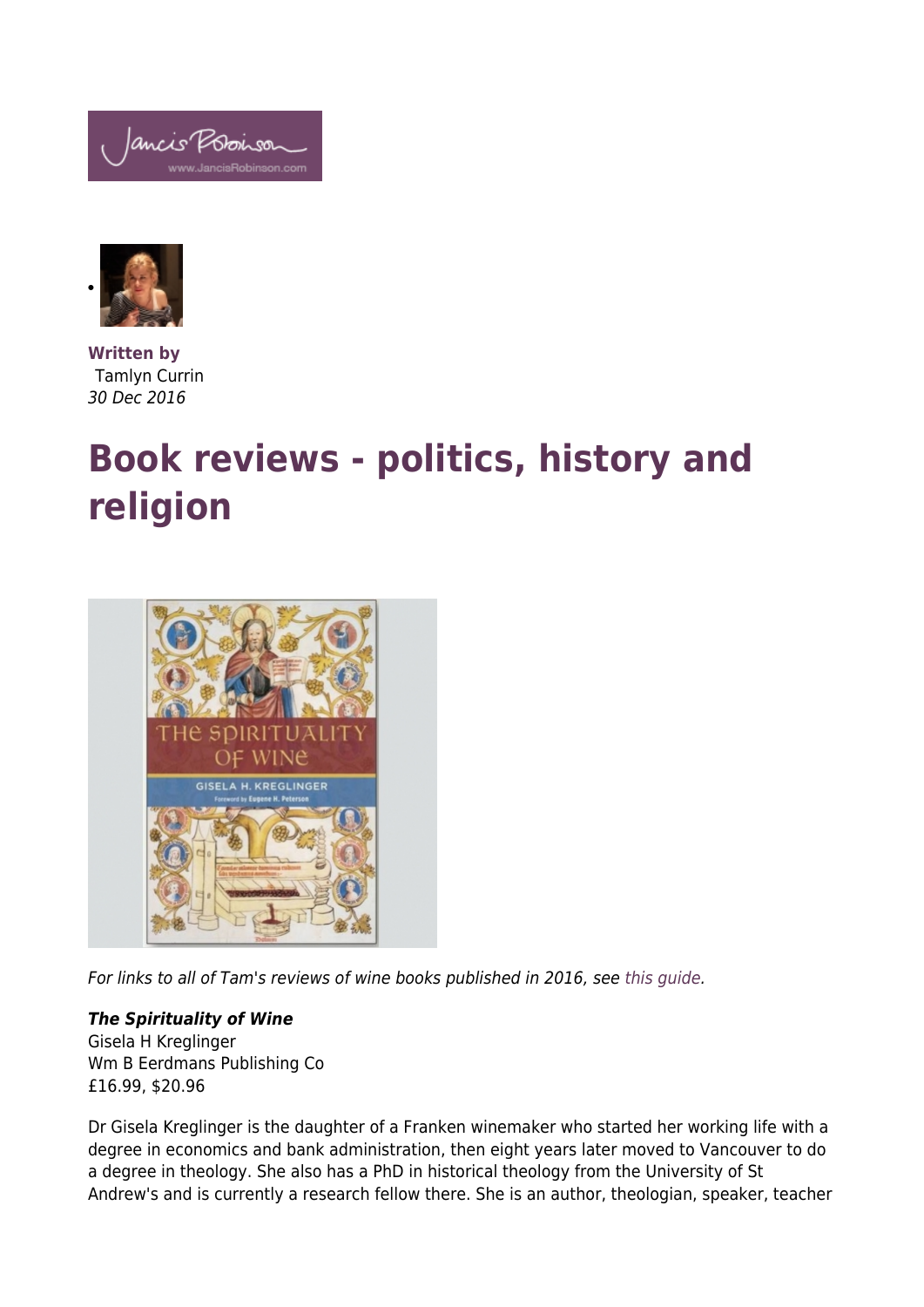Written by
Tamlyn Currin
*30 Dec 2016*

# Book reviews - politics, history and religion

*For links to all of Tam's reviews of wine books published in 2016, see this guide.*

***The Spirituality of Wine***
Gisela H Kreglinger
Wm B Eerdmans Publishing Co
£16.99, $20.96

Dr Gisela Kreglinger is the daughter of a Franken winemaker who started her working life with a degree in economics and bank administration, then eight years later moved to Vancouver to do a degree in theology. She also has a PhD in historical theology from the University of St Andrew's and is currently a research fellow there. She is an author, theologian, speaker, teacher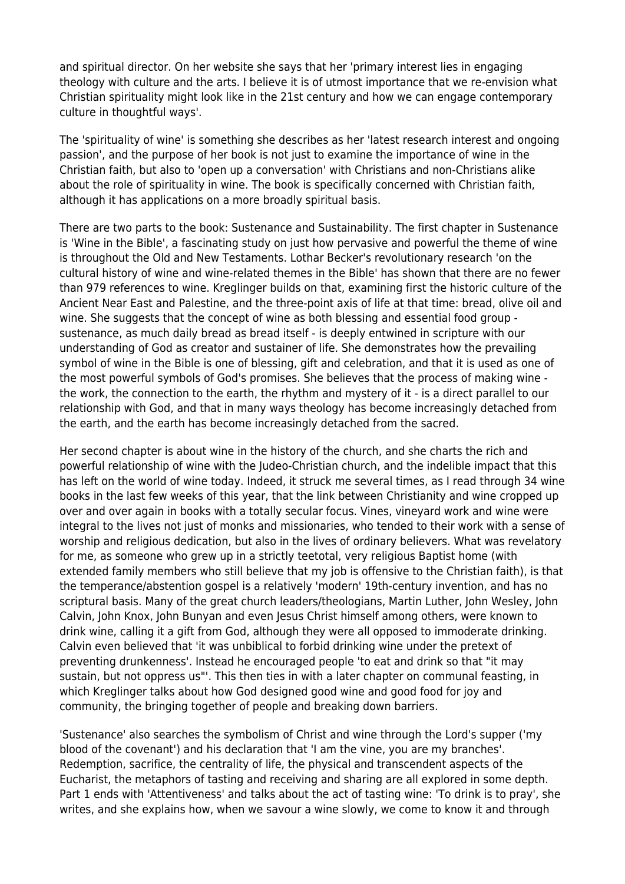and spiritual director. On her website she says that her 'primary interest lies in engaging theology with culture and the arts. I believe it is of utmost importance that we re-envision what Christian spirituality might look like in the 21st century and how we can engage contemporary culture in thoughtful ways'.

The 'spirituality of wine' is something she describes as her 'latest research interest and ongoing passion', and the purpose of her book is not just to examine the importance of wine in the Christian faith, but also to 'open up a conversation' with Christians and non-Christians alike about the role of spirituality in wine. The book is specifically concerned with Christian faith, although it has applications on a more broadly spiritual basis.

There are two parts to the book: Sustenance and Sustainability. The first chapter in Sustenance is 'Wine in the Bible', a fascinating study on just how pervasive and powerful the theme of wine is throughout the Old and New Testaments. Lothar Becker's revolutionary research 'on the cultural history of wine and wine-related themes in the Bible' has shown that there are no fewer than 979 references to wine. Kreglinger builds on that, examining first the historic culture of the Ancient Near East and Palestine, and the three-point axis of life at that time: bread, olive oil and wine. She suggests that the concept of wine as both blessing and essential food group - sustenance, as much daily bread as bread itself - is deeply entwined in scripture with our understanding of God as creator and sustainer of life. She demonstrates how the prevailing symbol of wine in the Bible is one of blessing, gift and celebration, and that it is used as one of the most powerful symbols of God's promises. She believes that the process of making wine - the work, the connection to the earth, the rhythm and mystery of it - is a direct parallel to our relationship with God, and that in many ways theology has become increasingly detached from the earth, and the earth has become increasingly detached from the sacred.

Her second chapter is about wine in the history of the church, and she charts the rich and powerful relationship of wine with the Judeo-Christian church, and the indelible impact that this has left on the world of wine today. Indeed, it struck me several times, as I read through 34 wine books in the last few weeks of this year, that the link between Christianity and wine cropped up over and over again in books with a totally secular focus. Vines, vineyard work and wine were integral to the lives not just of monks and missionaries, who tended to their work with a sense of worship and religious dedication, but also in the lives of ordinary believers. What was revelatory for me, as someone who grew up in a strictly teetotal, very religious Baptist home (with extended family members who still believe that my job is offensive to the Christian faith), is that the temperance/abstention gospel is a relatively 'modern' 19th-century invention, and has no scriptural basis. Many of the great church leaders/theologians, Martin Luther, John Wesley, John Calvin, John Knox, John Bunyan and even Jesus Christ himself among others, were known to drink wine, calling it a gift from God, although they were all opposed to immoderate drinking. Calvin even believed that 'it was unbiblical to forbid drinking wine under the pretext of preventing drunkenness'. Instead he encouraged people 'to eat and drink so that "it may sustain, but not oppress us"'. This then ties in with a later chapter on communal feasting, in which Kreglinger talks about how God designed good wine and good food for joy and community, the bringing together of people and breaking down barriers.

'Sustenance' also searches the symbolism of Christ and wine through the Lord's supper ('my blood of the covenant') and his declaration that 'I am the vine, you are my branches'. Redemption, sacrifice, the centrality of life, the physical and transcendent aspects of the Eucharist, the metaphors of tasting and receiving and sharing are all explored in some depth. Part 1 ends with 'Attentiveness' and talks about the act of tasting wine: 'To drink is to pray', she writes, and she explains how, when we savour a wine slowly, we come to know it and through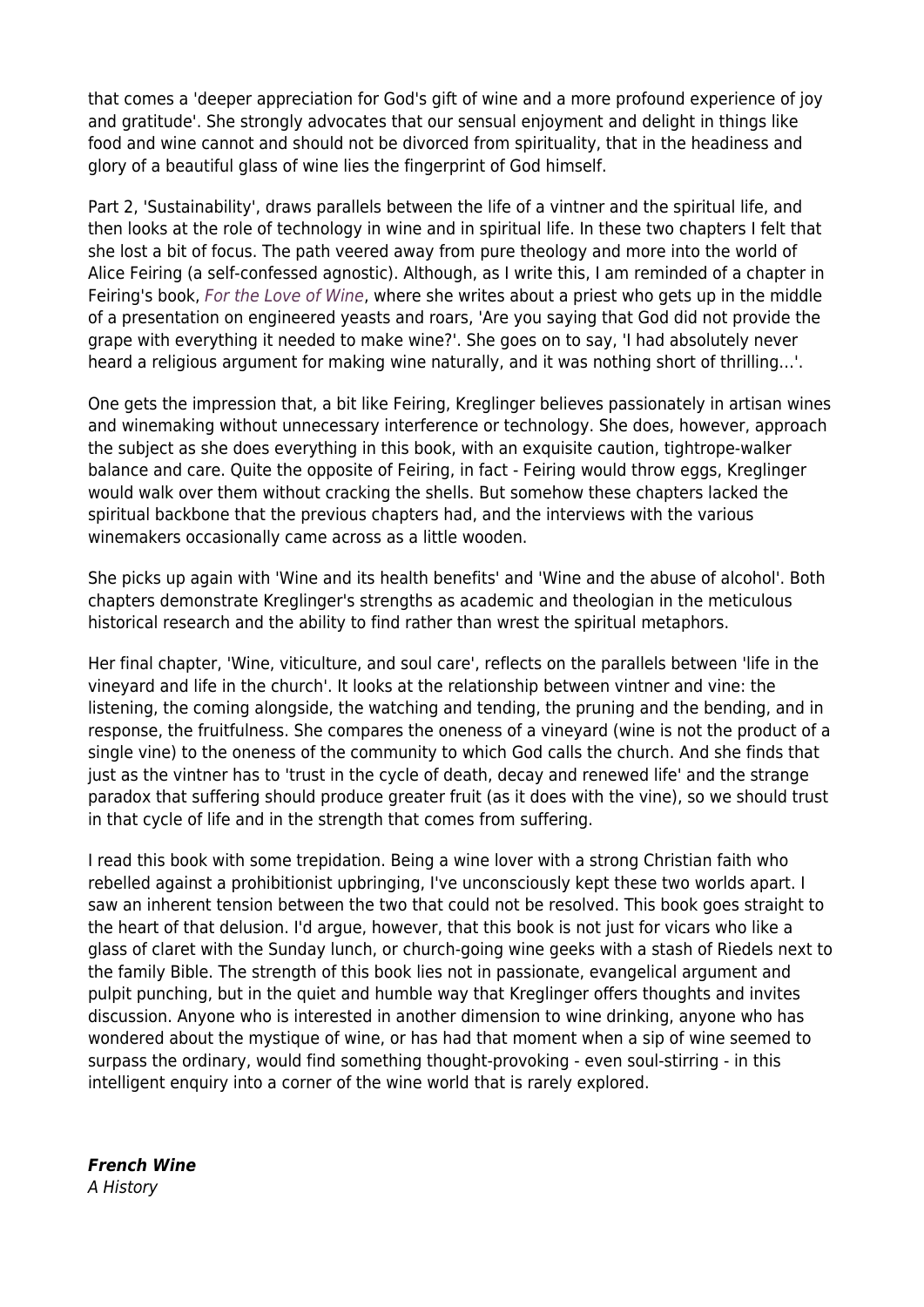that comes a 'deeper appreciation for God's gift of wine and a more profound experience of joy and gratitude'. She strongly advocates that our sensual enjoyment and delight in things like food and wine cannot and should not be divorced from spirituality, that in the headiness and glory of a beautiful glass of wine lies the fingerprint of God himself.

Part 2, 'Sustainability', draws parallels between the life of a vintner and the spiritual life, and then looks at the role of technology in wine and in spiritual life. In these two chapters I felt that she lost a bit of focus. The path veered away from pure theology and more into the world of Alice Feiring (a self-confessed agnostic). Although, as I write this, I am reminded of a chapter in Feiring's book, *For the Love of Wine*, where she writes about a priest who gets up in the middle of a presentation on engineered yeasts and roars, 'Are you saying that God did not provide the grape with everything it needed to make wine?'. She goes on to say, 'I had absolutely never heard a religious argument for making wine naturally, and it was nothing short of thrilling…'.

One gets the impression that, a bit like Feiring, Kreglinger believes passionately in artisan wines and winemaking without unnecessary interference or technology. She does, however, approach the subject as she does everything in this book, with an exquisite caution, tightrope-walker balance and care. Quite the opposite of Feiring, in fact - Feiring would throw eggs, Kreglinger would walk over them without cracking the shells. But somehow these chapters lacked the spiritual backbone that the previous chapters had, and the interviews with the various winemakers occasionally came across as a little wooden.

She picks up again with 'Wine and its health benefits' and 'Wine and the abuse of alcohol'. Both chapters demonstrate Kreglinger's strengths as academic and theologian in the meticulous historical research and the ability to find rather than wrest the spiritual metaphors.

Her final chapter, 'Wine, viticulture, and soul care', reflects on the parallels between 'life in the vineyard and life in the church'. It looks at the relationship between vintner and vine: the listening, the coming alongside, the watching and tending, the pruning and the bending, and in response, the fruitfulness. She compares the oneness of a vineyard (wine is not the product of a single vine) to the oneness of the community to which God calls the church. And she finds that just as the vintner has to 'trust in the cycle of death, decay and renewed life' and the strange paradox that suffering should produce greater fruit (as it does with the vine), so we should trust in that cycle of life and in the strength that comes from suffering.

I read this book with some trepidation. Being a wine lover with a strong Christian faith who rebelled against a prohibitionist upbringing, I've unconsciously kept these two worlds apart. I saw an inherent tension between the two that could not be resolved. This book goes straight to the heart of that delusion. I'd argue, however, that this book is not just for vicars who like a glass of claret with the Sunday lunch, or church-going wine geeks with a stash of Riedels next to the family Bible. The strength of this book lies not in passionate, evangelical argument and pulpit punching, but in the quiet and humble way that Kreglinger offers thoughts and invites discussion. Anyone who is interested in another dimension to wine drinking, anyone who has wondered about the mystique of wine, or has had that moment when a sip of wine seemed to surpass the ordinary, would find something thought-provoking - even soul-stirring - in this intelligent enquiry into a corner of the wine world that is rarely explored.

***French Wine***
*A History*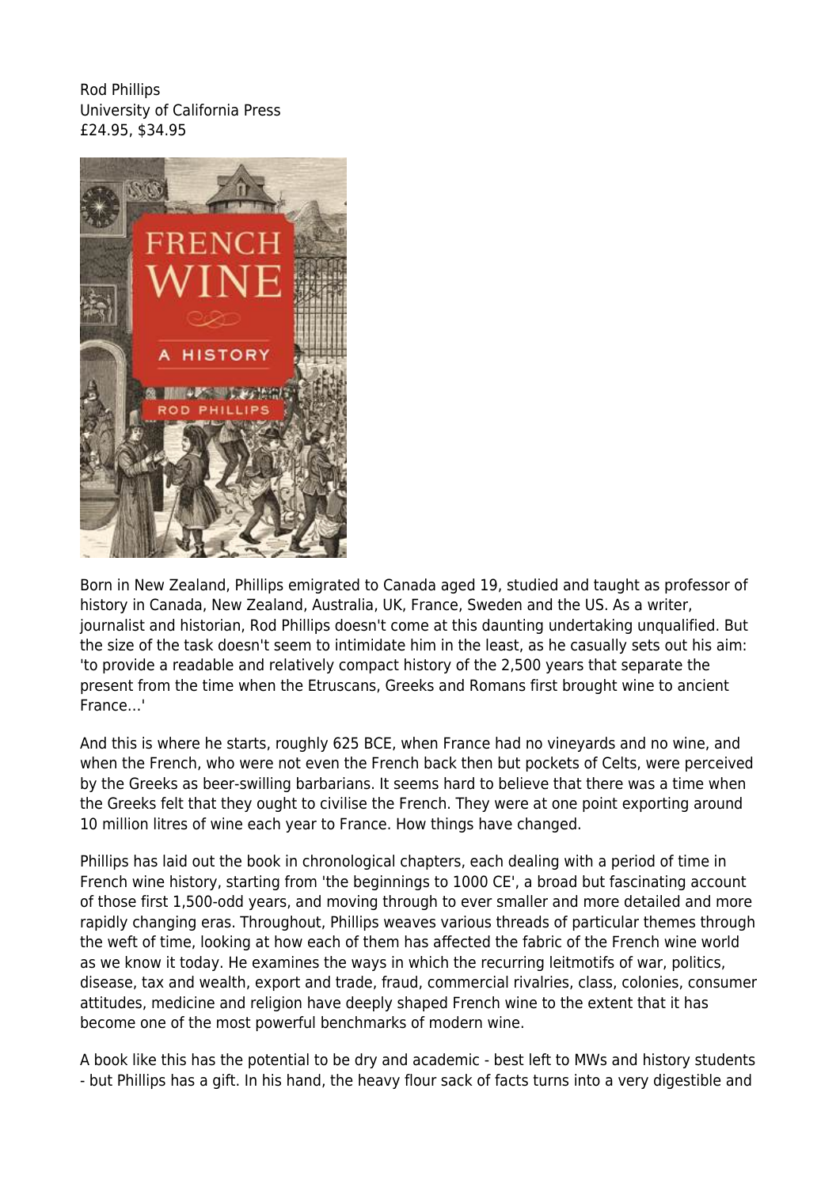Rod Phillips
University of California Press
£24.95, $34.95

Born in New Zealand, Phillips emigrated to Canada aged 19, studied and taught as professor of history in Canada, New Zealand, Australia, UK, France, Sweden and the US. As a writer, journalist and historian, Rod Phillips doesn't come at this daunting undertaking unqualified. But the size of the task doesn't seem to intimidate him in the least, as he casually sets out his aim: 'to provide a readable and relatively compact history of the 2,500 years that separate the present from the time when the Etruscans, Greeks and Romans first brought wine to ancient France...'

And this is where he starts, roughly 625 BCE, when France had no vineyards and no wine, and when the French, who were not even the French back then but pockets of Celts, were perceived by the Greeks as beer-swilling barbarians. It seems hard to believe that there was a time when the Greeks felt that they ought to civilise the French. They were at one point exporting around 10 million litres of wine each year to France. How things have changed.

Phillips has laid out the book in chronological chapters, each dealing with a period of time in French wine history, starting from 'the beginnings to 1000 CE', a broad but fascinating account of those first 1,500-odd years, and moving through to ever smaller and more detailed and more rapidly changing eras. Throughout, Phillips weaves various threads of particular themes through the weft of time, looking at how each of them has affected the fabric of the French wine world as we know it today. He examines the ways in which the recurring leitmotifs of war, politics, disease, tax and wealth, export and trade, fraud, commercial rivalries, class, colonies, consumer attitudes, medicine and religion have deeply shaped French wine to the extent that it has become one of the most powerful benchmarks of modern wine.

A book like this has the potential to be dry and academic - best left to MWs and history students - but Phillips has a gift. In his hand, the heavy flour sack of facts turns into a very digestible and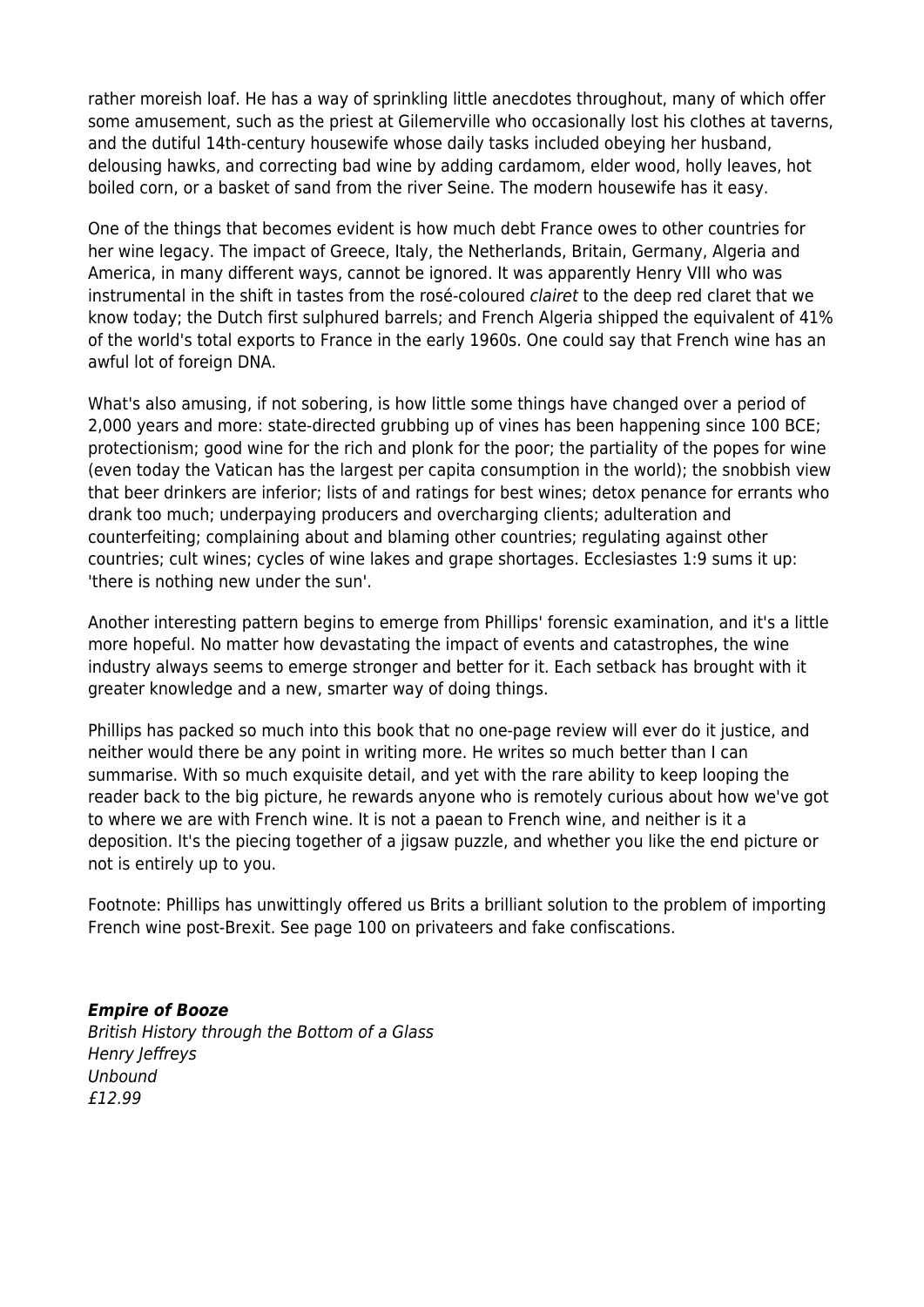rather moreish loaf. He has a way of sprinkling little anecdotes throughout, many of which offer some amusement, such as the priest at Gilemerville who occasionally lost his clothes at taverns, and the dutiful 14th-century housewife whose daily tasks included obeying her husband, delousing hawks, and correcting bad wine by adding cardamom, elder wood, holly leaves, hot boiled corn, or a basket of sand from the river Seine. The modern housewife has it easy.

One of the things that becomes evident is how much debt France owes to other countries for her wine legacy. The impact of Greece, Italy, the Netherlands, Britain, Germany, Algeria and America, in many different ways, cannot be ignored. It was apparently Henry VIII who was instrumental in the shift in tastes from the rosé-coloured *clairet* to the deep red claret that we know today; the Dutch first sulphured barrels; and French Algeria shipped the equivalent of 41% of the world's total exports to France in the early 1960s. One could say that French wine has an awful lot of foreign DNA.

What's also amusing, if not sobering, is how little some things have changed over a period of 2,000 years and more: state-directed grubbing up of vines has been happening since 100 BCE; protectionism; good wine for the rich and plonk for the poor; the partiality of the popes for wine (even today the Vatican has the largest per capita consumption in the world); the snobbish view that beer drinkers are inferior; lists of and ratings for best wines; detox penance for errants who drank too much; underpaying producers and overcharging clients; adulteration and counterfeiting; complaining about and blaming other countries; regulating against other countries; cult wines; cycles of wine lakes and grape shortages. Ecclesiastes 1:9 sums it up: 'there is nothing new under the sun'.

Another interesting pattern begins to emerge from Phillips' forensic examination, and it's a little more hopeful. No matter how devastating the impact of events and catastrophes, the wine industry always seems to emerge stronger and better for it. Each setback has brought with it greater knowledge and a new, smarter way of doing things.

Phillips has packed so much into this book that no one-page review will ever do it justice, and neither would there be any point in writing more. He writes so much better than I can summarise. With so much exquisite detail, and yet with the rare ability to keep looping the reader back to the big picture, he rewards anyone who is remotely curious about how we've got to where we are with French wine. It is not a paean to French wine, and neither is it a deposition. It's the piecing together of a jigsaw puzzle, and whether you like the end picture or not is entirely up to you.

Footnote: Phillips has unwittingly offered us Brits a brilliant solution to the problem of importing French wine post-Brexit. See page 100 on privateers and fake confiscations.

***Empire of Booze***
*British History through the Bottom of a Glass*
*Henry Jeffreys*
*Unbound*
*£12.99*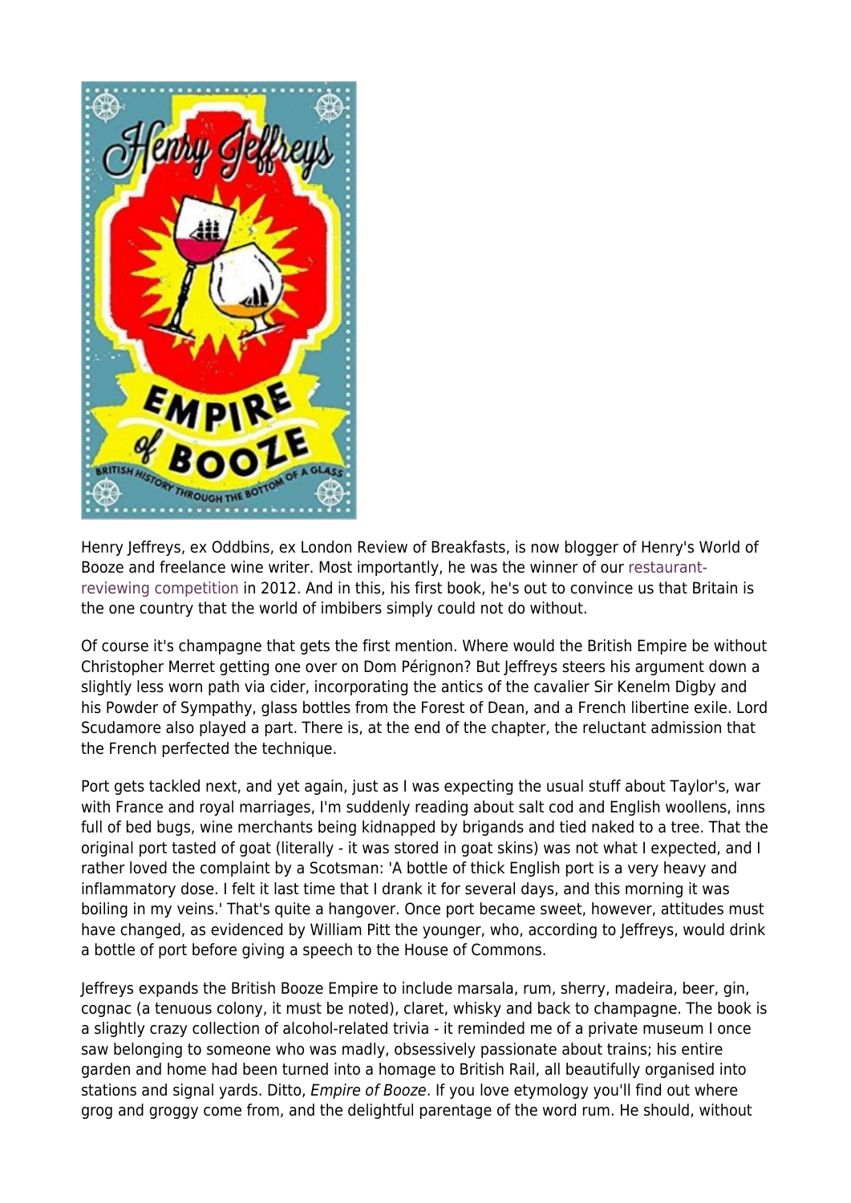Henry Jeffreys, ex Oddbins, ex London Review of Breakfasts, is now blogger of Henry's World of Booze and freelance wine writer. Most importantly, he was the winner of our restaurant-reviewing competition in 2012. And in this, his first book, he's out to convince us that Britain is the one country that the world of imbibers simply could not do without.

Of course it's champagne that gets the first mention. Where would the British Empire be without Christopher Merret getting one over on Dom Pérignon? But Jeffreys steers his argument down a slightly less worn path via cider, incorporating the antics of the cavalier Sir Kenelm Digby and his Powder of Sympathy, glass bottles from the Forest of Dean, and a French libertine exile. Lord Scudamore also played a part. There is, at the end of the chapter, the reluctant admission that the French perfected the technique.

Port gets tackled next, and yet again, just as I was expecting the usual stuff about Taylor's, war with France and royal marriages, I'm suddenly reading about salt cod and English woollens, inns full of bed bugs, wine merchants being kidnapped by brigands and tied naked to a tree. That the original port tasted of goat (literally - it was stored in goat skins) was not what I expected, and I rather loved the complaint by a Scotsman: 'A bottle of thick English port is a very heavy and inflammatory dose. I felt it last time that I drank it for several days, and this morning it was boiling in my veins.' That's quite a hangover. Once port became sweet, however, attitudes must have changed, as evidenced by William Pitt the younger, who, according to Jeffreys, would drink a bottle of port before giving a speech to the House of Commons.

Jeffreys expands the British Booze Empire to include marsala, rum, sherry, madeira, beer, gin, cognac (a tenuous colony, it must be noted), claret, whisky and back to champagne. The book is a slightly crazy collection of alcohol-related trivia - it reminded me of a private museum I once saw belonging to someone who was madly, obsessively passionate about trains; his entire garden and home had been turned into a homage to British Rail, all beautifully organised into stations and signal yards. Ditto, *Empire of Booze*. If you love etymology you'll find out where grog and groggy come from, and the delightful parentage of the word rum. He should, without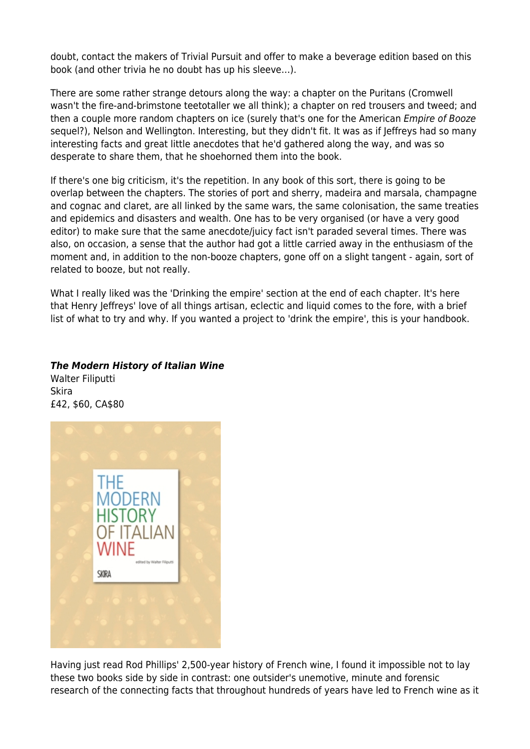doubt, contact the makers of Trivial Pursuit and offer to make a beverage edition based on this book (and other trivia he no doubt has up his sleeve...).

There are some rather strange detours along the way: a chapter on the Puritans (Cromwell wasn't the fire-and-brimstone teetotaller we all think); a chapter on red trousers and tweed; and then a couple more random chapters on ice (surely that's one for the American *Empire of Booze* sequel?), Nelson and Wellington. Interesting, but they didn't fit. It was as if Jeffreys had so many interesting facts and great little anecdotes that he'd gathered along the way, and was so desperate to share them, that he shoehorned them into the book.

If there's one big criticism, it's the repetition. In any book of this sort, there is going to be overlap between the chapters. The stories of port and sherry, madeira and marsala, champagne and cognac and claret, are all linked by the same wars, the same colonisation, the same treaties and epidemics and disasters and wealth. One has to be very organised (or have a very good editor) to make sure that the same anecdote/juicy fact isn't paraded several times. There was also, on occasion, a sense that the author had got a little carried away in the enthusiasm of the moment and, in addition to the non-booze chapters, gone off on a slight tangent - again, sort of related to booze, but not really.

What I really liked was the 'Drinking the empire' section at the end of each chapter. It's here that Henry Jeffreys' love of all things artisan, eclectic and liquid comes to the fore, with a brief list of what to try and why. If you wanted a project to 'drink the empire', this is your handbook.

***The Modern History of Italian Wine***
Walter Filiputti
Skira
£42, $60, CA$80

Having just read Rod Phillips' 2,500-year history of French wine, I found it impossible not to lay these two books side by side in contrast: one outsider's unemotive, minute and forensic research of the connecting facts that throughout hundreds of years have led to French wine as it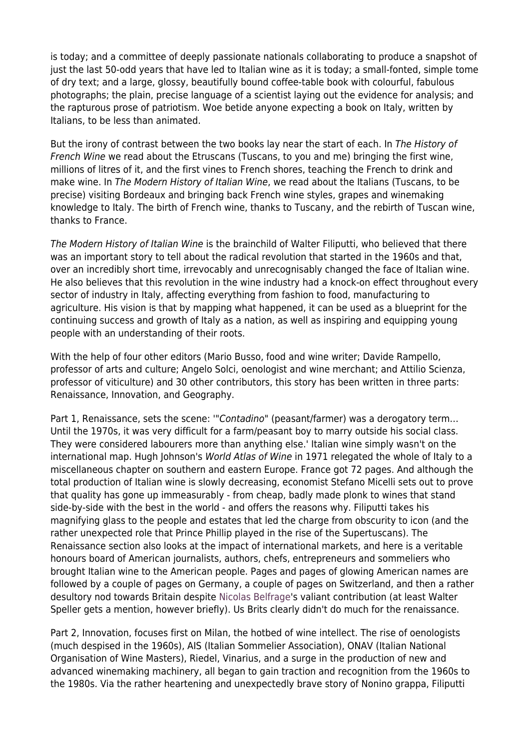is today; and a committee of deeply passionate nationals collaborating to produce a snapshot of just the last 50-odd years that have led to Italian wine as it is today; a small-fonted, simple tome of dry text; and a large, glossy, beautifully bound coffee-table book with colourful, fabulous photographs; the plain, precise language of a scientist laying out the evidence for analysis; and the rapturous prose of patriotism. Woe betide anyone expecting a book on Italy, written by Italians, to be less than animated.

But the irony of contrast between the two books lay near the start of each. In *The History of French Wine* we read about the Etruscans (Tuscans, to you and me) bringing the first wine, millions of litres of it, and the first vines to French shores, teaching the French to drink and make wine. In *The Modern History of Italian Wine*, we read about the Italians (Tuscans, to be precise) visiting Bordeaux and bringing back French wine styles, grapes and winemaking knowledge to Italy. The birth of French wine, thanks to Tuscany, and the rebirth of Tuscan wine, thanks to France.

*The Modern History of Italian Wine* is the brainchild of Walter Filiputti, who believed that there was an important story to tell about the radical revolution that started in the 1960s and that, over an incredibly short time, irrevocably and unrecognisably changed the face of Italian wine. He also believes that this revolution in the wine industry had a knock-on effect throughout every sector of industry in Italy, affecting everything from fashion to food, manufacturing to agriculture. His vision is that by mapping what happened, it can be used as a blueprint for the continuing success and growth of Italy as a nation, as well as inspiring and equipping young people with an understanding of their roots.

With the help of four other editors (Mario Busso, food and wine writer; Davide Rampello, professor of arts and culture; Angelo Solci, oenologist and wine merchant; and Attilio Scienza, professor of viticulture) and 30 other contributors, this story has been written in three parts: Renaissance, Innovation, and Geography.

Part 1, Renaissance, sets the scene: '"*Contadino*" (peasant/farmer) was a derogatory term… Until the 1970s, it was very difficult for a farm/peasant boy to marry outside his social class. They were considered labourers more than anything else.' Italian wine simply wasn't on the international map. Hugh Johnson's *World Atlas of Wine* in 1971 relegated the whole of Italy to a miscellaneous chapter on southern and eastern Europe. France got 72 pages. And although the total production of Italian wine is slowly decreasing, economist Stefano Micelli sets out to prove that quality has gone up immeasurably - from cheap, badly made plonk to wines that stand side-by-side with the best in the world - and offers the reasons why. Filiputti takes his magnifying glass to the people and estates that led the charge from obscurity to icon (and the rather unexpected role that Prince Phillip played in the rise of the Supertuscans). The Renaissance section also looks at the impact of international markets, and here is a veritable honours board of American journalists, authors, chefs, entrepreneurs and sommeliers who brought Italian wine to the American people. Pages and pages of glowing American names are followed by a couple of pages on Germany, a couple of pages on Switzerland, and then a rather desultory nod towards Britain despite Nicolas Belfrage's valiant contribution (at least Walter Speller gets a mention, however briefly). Us Brits clearly didn't do much for the renaissance.

Part 2, Innovation, focuses first on Milan, the hotbed of wine intellect. The rise of oenologists (much despised in the 1960s), AIS (Italian Sommelier Association), ONAV (Italian National Organisation of Wine Masters), Riedel, Vinarius, and a surge in the production of new and advanced winemaking machinery, all began to gain traction and recognition from the 1960s to the 1980s. Via the rather heartening and unexpectedly brave story of Nonino grappa, Filiputti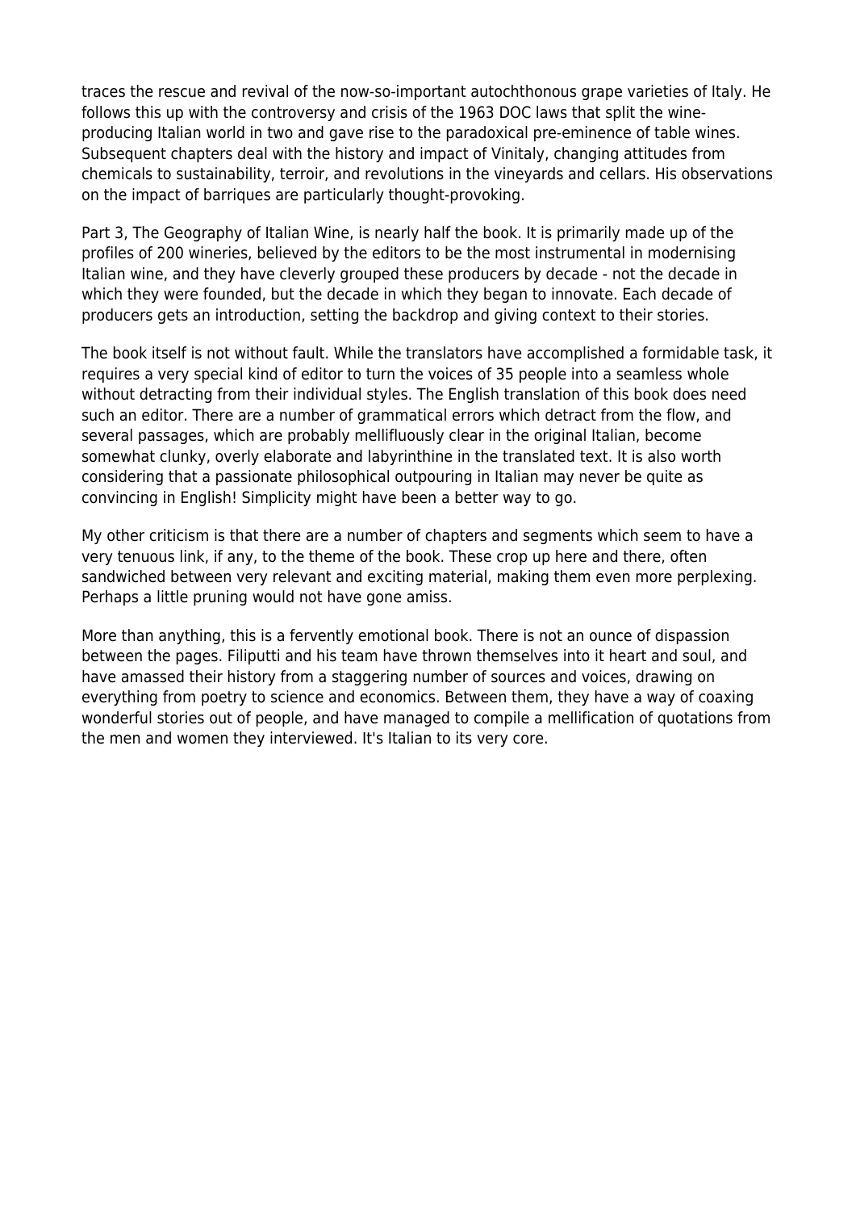traces the rescue and revival of the now-so-important autochthonous grape varieties of Italy. He follows this up with the controversy and crisis of the 1963 DOC laws that split the wine-producing Italian world in two and gave rise to the paradoxical pre-eminence of table wines. Subsequent chapters deal with the history and impact of Vinitaly, changing attitudes from chemicals to sustainability, terroir, and revolutions in the vineyards and cellars. His observations on the impact of barriques are particularly thought-provoking.

Part 3, The Geography of Italian Wine, is nearly half the book. It is primarily made up of the profiles of 200 wineries, believed by the editors to be the most instrumental in modernising Italian wine, and they have cleverly grouped these producers by decade - not the decade in which they were founded, but the decade in which they began to innovate. Each decade of producers gets an introduction, setting the backdrop and giving context to their stories.

The book itself is not without fault. While the translators have accomplished a formidable task, it requires a very special kind of editor to turn the voices of 35 people into a seamless whole without detracting from their individual styles. The English translation of this book does need such an editor. There are a number of grammatical errors which detract from the flow, and several passages, which are probably mellifluously clear in the original Italian, become somewhat clunky, overly elaborate and labyrinthine in the translated text. It is also worth considering that a passionate philosophical outpouring in Italian may never be quite as convincing in English! Simplicity might have been a better way to go.

My other criticism is that there are a number of chapters and segments which seem to have a very tenuous link, if any, to the theme of the book. These crop up here and there, often sandwiched between very relevant and exciting material, making them even more perplexing. Perhaps a little pruning would not have gone amiss.

More than anything, this is a fervently emotional book. There is not an ounce of dispassion between the pages. Filiputti and his team have thrown themselves into it heart and soul, and have amassed their history from a staggering number of sources and voices, drawing on everything from poetry to science and economics. Between them, they have a way of coaxing wonderful stories out of people, and have managed to compile a mellification of quotations from the men and women they interviewed. It's Italian to its very core.